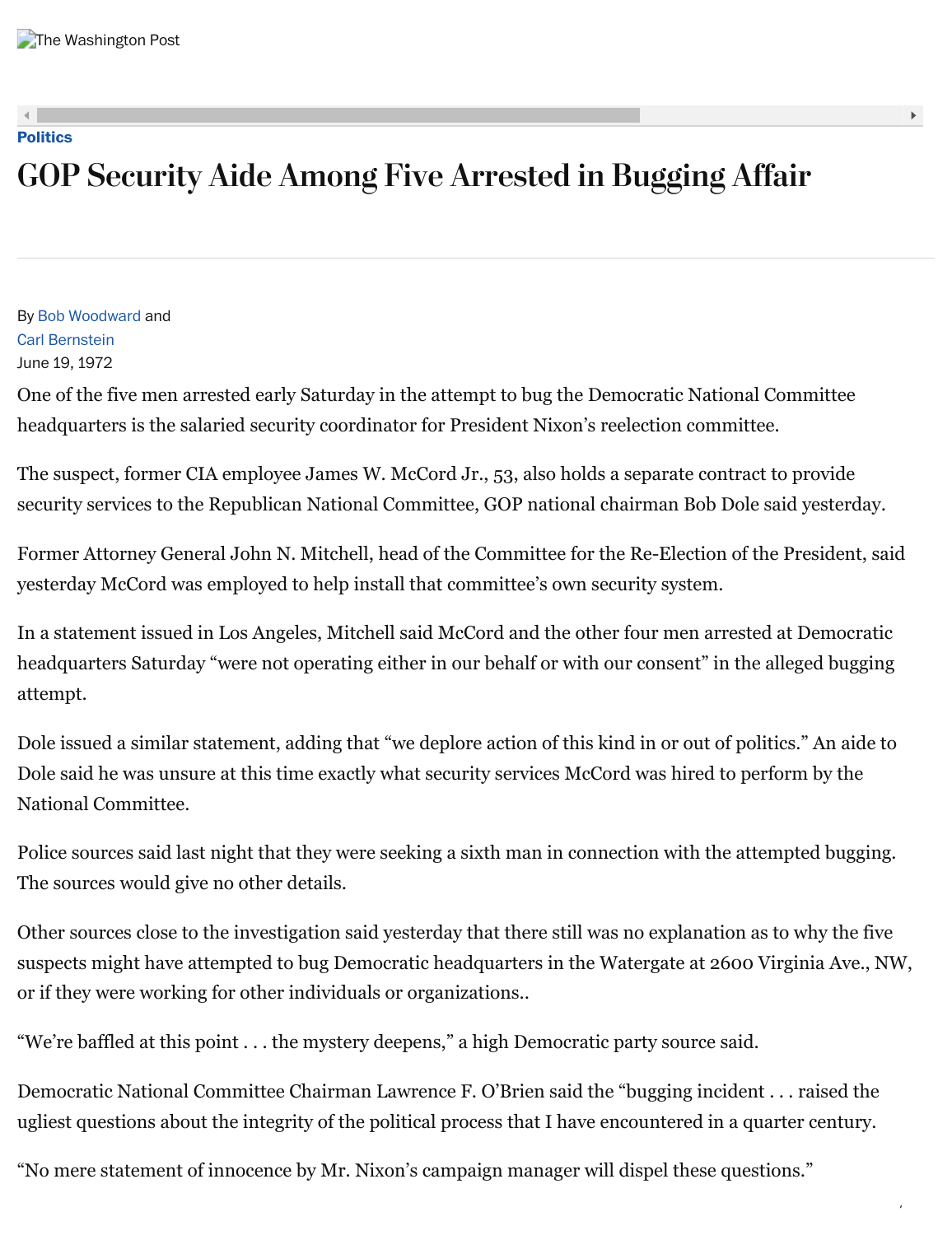Politics

# GOP Security Aide Among Five Arrested in Bugging Affair

By Bob Woodward and
Carl Bernstein
June 19, 1972

One of the five men arrested early Saturday in the attempt to bug the Democratic National Committee headquarters is the salaried security coordinator for President Nixon's reelection committee.

The suspect, former CIA employee James W. McCord Jr., 53, also holds a separate contract to provide security services to the Republican National Committee, GOP national chairman Bob Dole said yesterday.

Former Attorney General John N. Mitchell, head of the Committee for the Re-Election of the President, said yesterday McCord was employed to help install that committee's own security system.

In a statement issued in Los Angeles, Mitchell said McCord and the other four men arrested at Democratic headquarters Saturday "were not operating either in our behalf or with our consent" in the alleged bugging attempt.

Dole issued a similar statement, adding that "we deplore action of this kind in or out of politics." An aide to Dole said he was unsure at this time exactly what security services McCord was hired to perform by the National Committee.

Police sources said last night that they were seeking a sixth man in connection with the attempted bugging. The sources would give no other details.

Other sources close to the investigation said yesterday that there still was no explanation as to why the five suspects might have attempted to bug Democratic headquarters in the Watergate at 2600 Virginia Ave., NW, or if they were working for other individuals or organizations..

"We're baffled at this point . . . the mystery deepens," a high Democratic party source said.

Democratic National Committee Chairman Lawrence F. O'Brien said the "bugging incident . . . raised the ugliest questions about the integrity of the political process that I have encountered in a quarter century.

"No mere statement of innocence by Mr. Nixon's campaign manager will dispel these questions."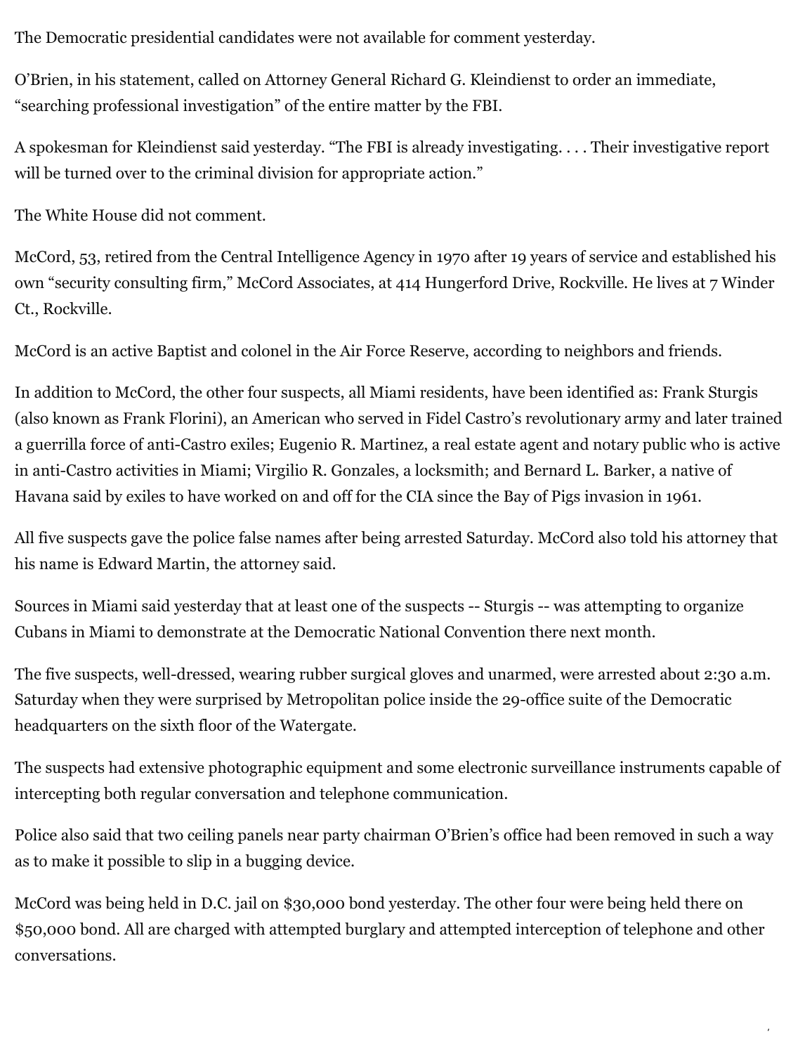The Democratic presidential candidates were not available for comment yesterday.

O'Brien, in his statement, called on Attorney General Richard G. Kleindienst to order an immediate, "searching professional investigation" of the entire matter by the FBI.

A spokesman for Kleindienst said yesterday. "The FBI is already investigating. . . . Their investigative report will be turned over to the criminal division for appropriate action."

The White House did not comment.

McCord, 53, retired from the Central Intelligence Agency in 1970 after 19 years of service and established his own "security consulting firm," McCord Associates, at 414 Hungerford Drive, Rockville. He lives at 7 Winder Ct., Rockville.

McCord is an active Baptist and colonel in the Air Force Reserve, according to neighbors and friends.

In addition to McCord, the other four suspects, all Miami residents, have been identified as: Frank Sturgis (also known as Frank Florini), an American who served in Fidel Castro's revolutionary army and later trained a guerrilla force of anti-Castro exiles; Eugenio R. Martinez, a real estate agent and notary public who is active in anti-Castro activities in Miami; Virgilio R. Gonzales, a locksmith; and Bernard L. Barker, a native of Havana said by exiles to have worked on and off for the CIA since the Bay of Pigs invasion in 1961.

All five suspects gave the police false names after being arrested Saturday. McCord also told his attorney that his name is Edward Martin, the attorney said.

Sources in Miami said yesterday that at least one of the suspects -- Sturgis -- was attempting to organize Cubans in Miami to demonstrate at the Democratic National Convention there next month.

The five suspects, well-dressed, wearing rubber surgical gloves and unarmed, were arrested about 2:30 a.m. Saturday when they were surprised by Metropolitan police inside the 29-office suite of the Democratic headquarters on the sixth floor of the Watergate.

The suspects had extensive photographic equipment and some electronic surveillance instruments capable of intercepting both regular conversation and telephone communication.

Police also said that two ceiling panels near party chairman O'Brien's office had been removed in such a way as to make it possible to slip in a bugging device.

McCord was being held in D.C. jail on $30,000 bond yesterday. The other four were being held there on $50,000 bond. All are charged with attempted burglary and attempted interception of telephone and other conversations.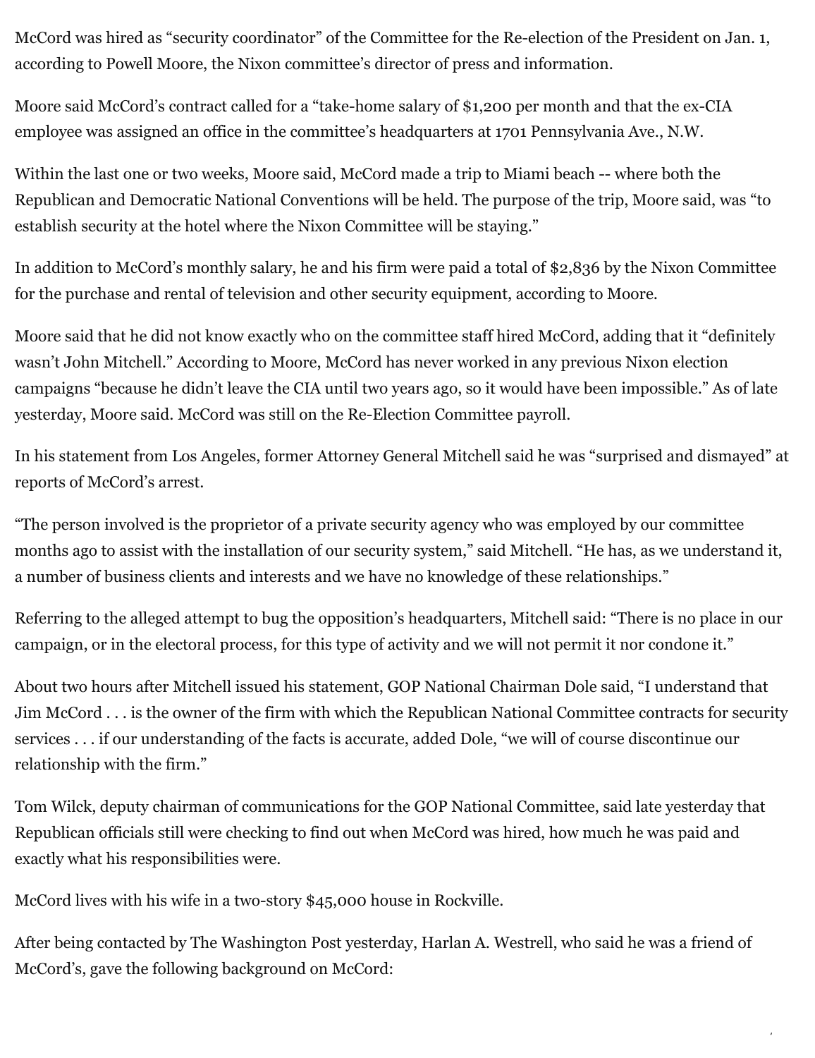McCord was hired as “security coordinator” of the Committee for the Re-election of the President on Jan. 1, according to Powell Moore, the Nixon committee’s director of press and information.

Moore said McCord’s contract called for a “take-home salary of $1,200 per month and that the ex-CIA employee was assigned an office in the committee’s headquarters at 1701 Pennsylvania Ave., N.W.

Within the last one or two weeks, Moore said, McCord made a trip to Miami beach -- where both the Republican and Democratic National Conventions will be held. The purpose of the trip, Moore said, was “to establish security at the hotel where the Nixon Committee will be staying.”

In addition to McCord’s monthly salary, he and his firm were paid a total of $2,836 by the Nixon Committee for the purchase and rental of television and other security equipment, according to Moore.

Moore said that he did not know exactly who on the committee staff hired McCord, adding that it “definitely wasn’t John Mitchell.” According to Moore, McCord has never worked in any previous Nixon election campaigns “because he didn’t leave the CIA until two years ago, so it would have been impossible.” As of late yesterday, Moore said. McCord was still on the Re-Election Committee payroll.

In his statement from Los Angeles, former Attorney General Mitchell said he was “surprised and dismayed” at reports of McCord’s arrest.

“The person involved is the proprietor of a private security agency who was employed by our committee months ago to assist with the installation of our security system,” said Mitchell. “He has, as we understand it, a number of business clients and interests and we have no knowledge of these relationships.”

Referring to the alleged attempt to bug the opposition’s headquarters, Mitchell said: “There is no place in our campaign, or in the electoral process, for this type of activity and we will not permit it nor condone it.”

About two hours after Mitchell issued his statement, GOP National Chairman Dole said, “I understand that Jim McCord . . . is the owner of the firm with which the Republican National Committee contracts for security services . . . if our understanding of the facts is accurate, added Dole, “we will of course discontinue our relationship with the firm.”

Tom Wilck, deputy chairman of communications for the GOP National Committee, said late yesterday that Republican officials still were checking to find out when McCord was hired, how much he was paid and exactly what his responsibilities were.

McCord lives with his wife in a two-story $45,000 house in Rockville.

After being contacted by The Washington Post yesterday, Harlan A. Westrell, who said he was a friend of McCord’s, gave the following background on McCord: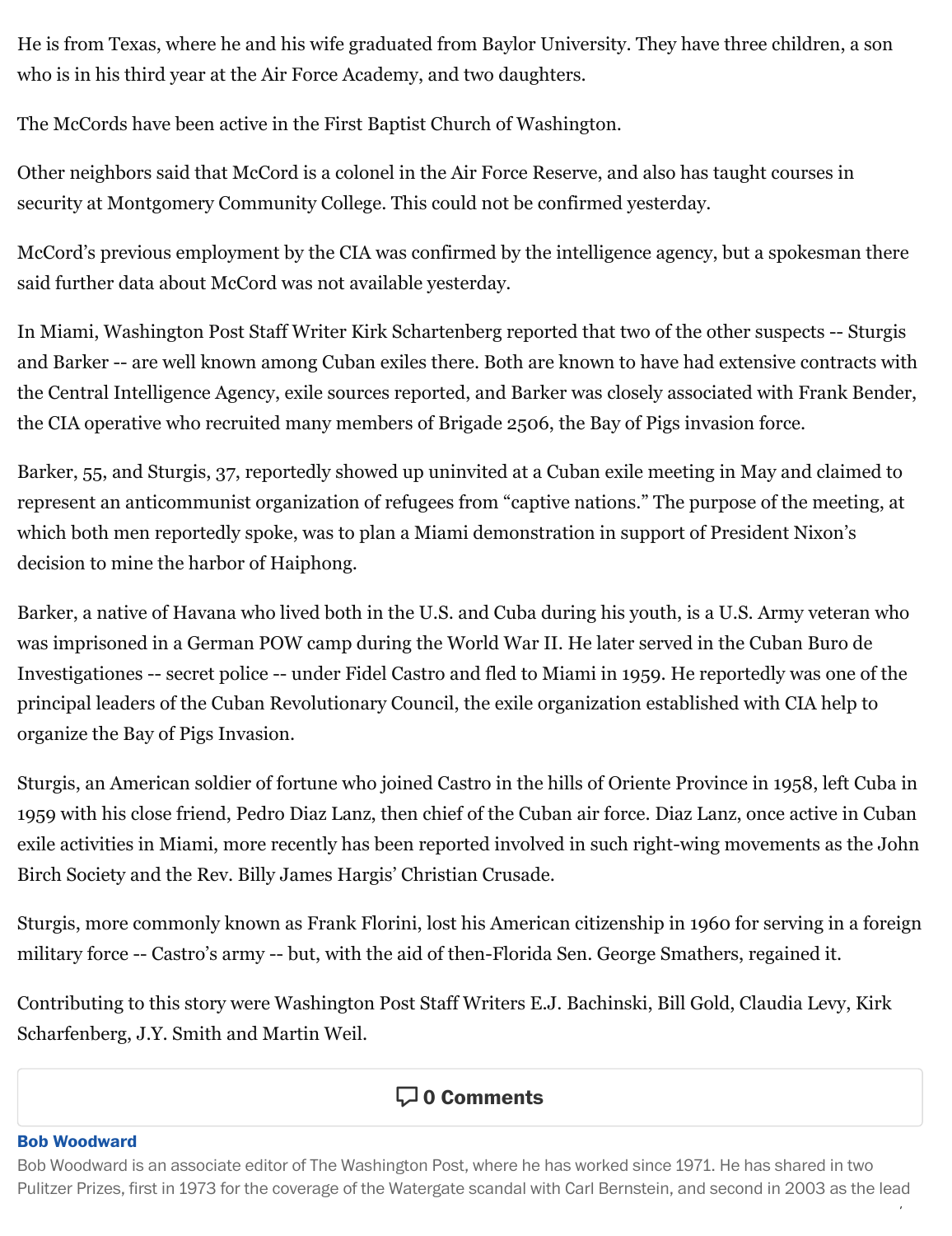He is from Texas, where he and his wife graduated from Baylor University. They have three children, a son who is in his third year at the Air Force Academy, and two daughters.

The McCords have been active in the First Baptist Church of Washington.

Other neighbors said that McCord is a colonel in the Air Force Reserve, and also has taught courses in security at Montgomery Community College. This could not be confirmed yesterday.

McCord's previous employment by the CIA was confirmed by the intelligence agency, but a spokesman there said further data about McCord was not available yesterday.

In Miami, Washington Post Staff Writer Kirk Schartenberg reported that two of the other suspects -- Sturgis and Barker -- are well known among Cuban exiles there. Both are known to have had extensive contracts with the Central Intelligence Agency, exile sources reported, and Barker was closely associated with Frank Bender, the CIA operative who recruited many members of Brigade 2506, the Bay of Pigs invasion force.

Barker, 55, and Sturgis, 37, reportedly showed up uninvited at a Cuban exile meeting in May and claimed to represent an anticommunist organization of refugees from "captive nations." The purpose of the meeting, at which both men reportedly spoke, was to plan a Miami demonstration in support of President Nixon's decision to mine the harbor of Haiphong.

Barker, a native of Havana who lived both in the U.S. and Cuba during his youth, is a U.S. Army veteran who was imprisoned in a German POW camp during the World War II. He later served in the Cuban Buro de Investigationes -- secret police -- under Fidel Castro and fled to Miami in 1959. He reportedly was one of the principal leaders of the Cuban Revolutionary Council, the exile organization established with CIA help to organize the Bay of Pigs Invasion.

Sturgis, an American soldier of fortune who joined Castro in the hills of Oriente Province in 1958, left Cuba in 1959 with his close friend, Pedro Diaz Lanz, then chief of the Cuban air force. Diaz Lanz, once active in Cuban exile activities in Miami, more recently has been reported involved in such right-wing movements as the John Birch Society and the Rev. Billy James Hargis' Christian Crusade.

Sturgis, more commonly known as Frank Florini, lost his American citizenship in 1960 for serving in a foreign military force -- Castro's army -- but, with the aid of then-Florida Sen. George Smathers, regained it.

Contributing to this story were Washington Post Staff Writers E.J. Bachinski, Bill Gold, Claudia Levy, Kirk Scharfenberg, J.Y. Smith and Martin Weil.

0 Comments

**Bob Woodward**

Bob Woodward is an associate editor of The Washington Post, where he has worked since 1971. He has shared in two Pulitzer Prizes, first in 1973 for the coverage of the Watergate scandal with Carl Bernstein, and second in 2003 as the lead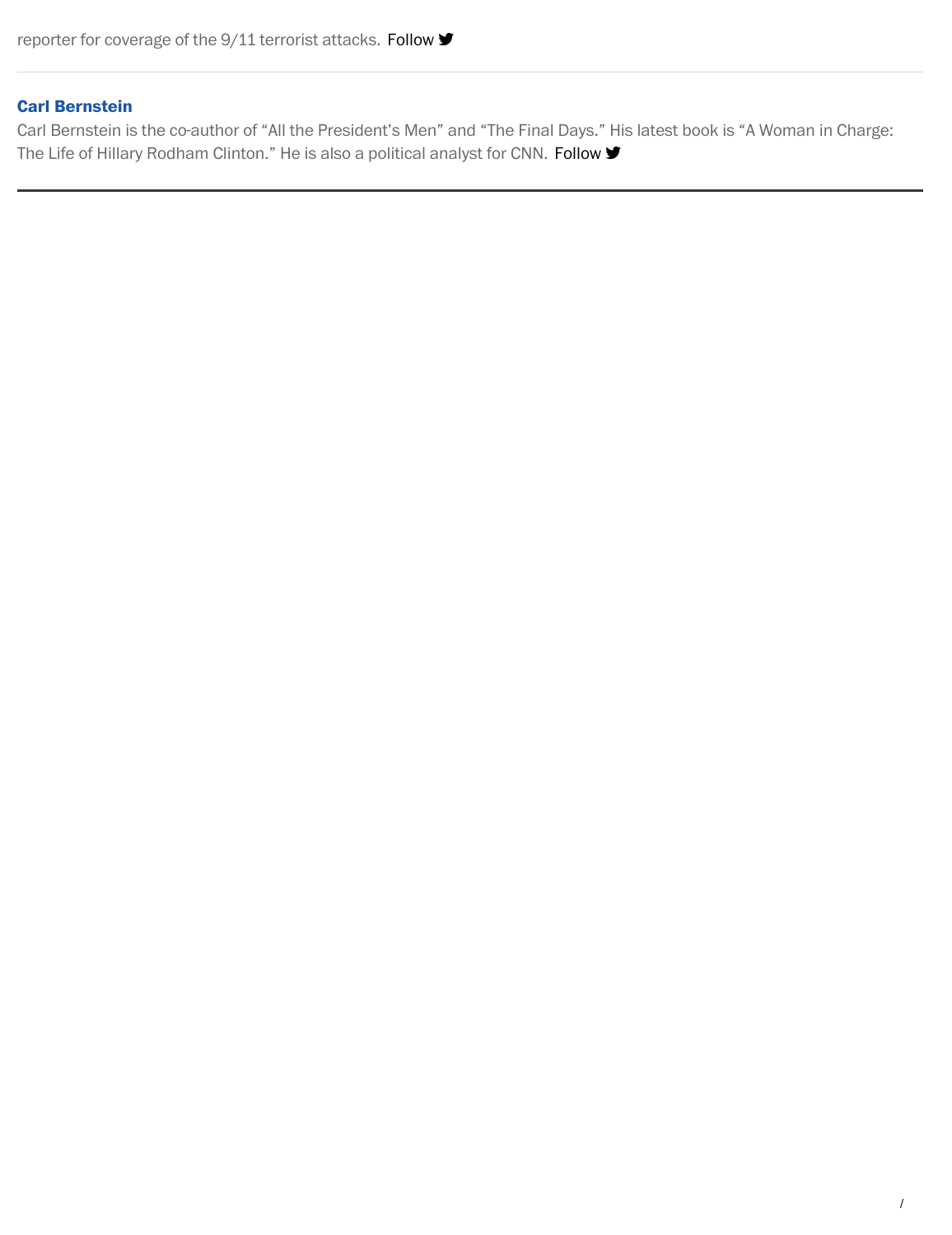reporter for coverage of the 9/11 terrorist attacks. Follow

**Carl Bernstein**

Carl Bernstein is the co-author of "All the President's Men" and "The Final Days." His latest book is "A Woman in Charge: The Life of Hillary Rodham Clinton." He is also a political analyst for CNN. Follow